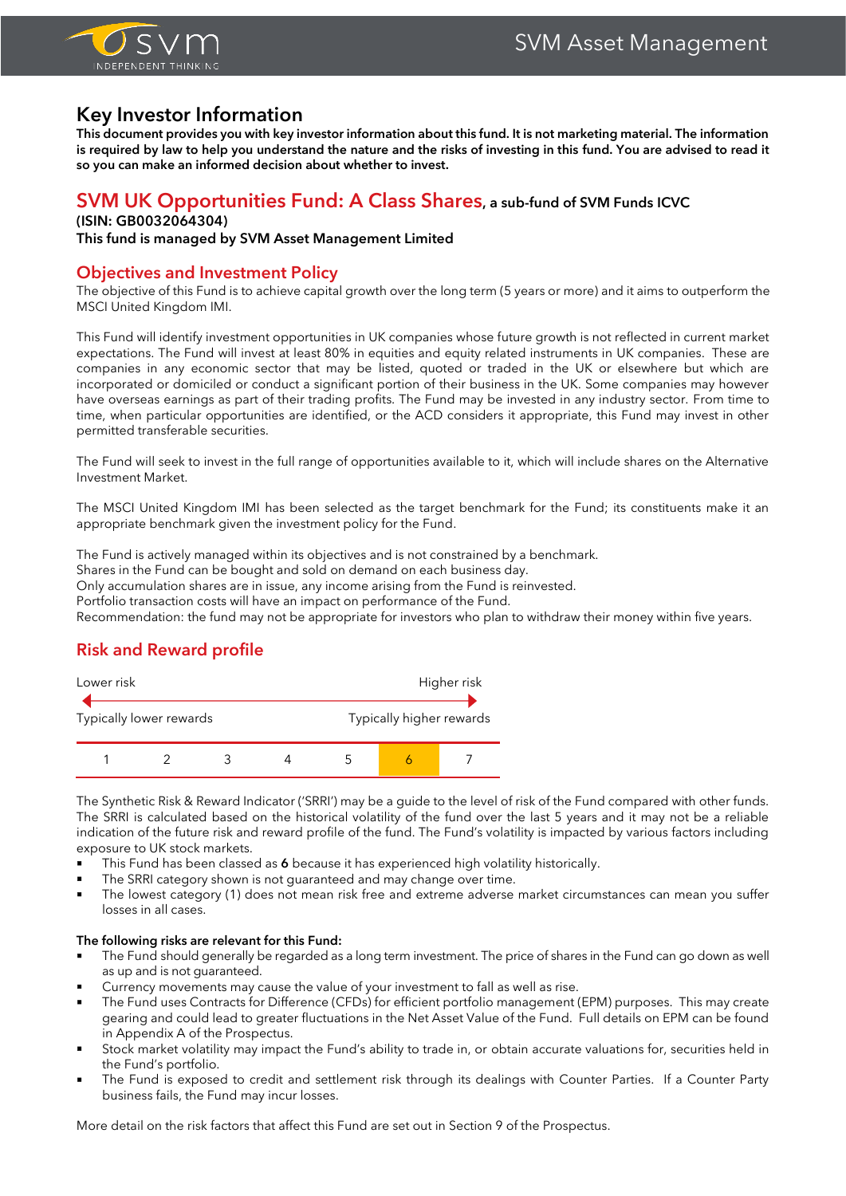# Key Investor Information

**This document provides you with key investor information about this fund. It is not marketing material. The information is required by law to help you understand the nature and the risks of investing in this fund. You are advised to read it so you can make an informed decision about whether to invest.**

## SVM UK Opportunities Fund: A Class Shares, a sub-fund of SVM Funds ICVC

**(ISIN: GB0032064304)**

**This fund is managed by SVM Asset Management Limited**

## Objectives and Investment Policy

The objective of this Fund is to achieve capital growth over the long term (5 years or more) and it aims to outperform the MSCI United Kingdom IMI.

This Fund will identify investment opportunities in UK companies whose future growth is not reflected in current market expectations. The Fund will invest at least 80% in equities and equity related instruments in UK companies. These are companies in any economic sector that may be listed, quoted or traded in the UK or elsewhere but which are incorporated or domiciled or conduct a significant portion of their business in the UK. Some companies may however have overseas earnings as part of their trading profits. The Fund may be invested in any industry sector. From time to time, when particular opportunities are identified, or the ACD considers it appropriate, this Fund may invest in other permitted transferable securities.

The Fund will seek to invest in the full range of opportunities available to it, which will include shares on the Alternative Investment Market.

The MSCI United Kingdom IMI has been selected as the target benchmark for the Fund; its constituents make it an appropriate benchmark given the investment policy for the Fund.

The Fund is actively managed within its objectives and is not constrained by a benchmark.
Shares in the Fund can be bought and sold on demand on each business day.
Only accumulation shares are in issue, any income arising from the Fund is reinvested.
Portfolio transaction costs will have an impact on performance of the Fund.
Recommendation: the fund may not be appropriate for investors who plan to withdraw their money within five years.

## Risk and Reward profile

Lower risk — Higher risk

Typically lower rewards — Typically higher rewards

| 1 | 2 | 3 | 4 | 5 | **6** | 7 |
|---|---|---|---|---|---|---|

The Synthetic Risk & Reward Indicator ('SRRI') may be a guide to the level of risk of the Fund compared with other funds. The SRRI is calculated based on the historical volatility of the fund over the last 5 years and it may not be a reliable indication of the future risk and reward profile of the fund. The Fund's volatility is impacted by various factors including exposure to UK stock markets.

- This Fund has been classed as **6** because it has experienced high volatility historically.
- The SRRI category shown is not guaranteed and may change over time.
- The lowest category (1) does not mean risk free and extreme adverse market circumstances can mean you suffer losses in all cases.

**The following risks are relevant for this Fund:**

- The Fund should generally be regarded as a long term investment. The price of shares in the Fund can go down as well as up and is not guaranteed.
- Currency movements may cause the value of your investment to fall as well as rise.
- The Fund uses Contracts for Difference (CFDs) for efficient portfolio management (EPM) purposes. This may create gearing and could lead to greater fluctuations in the Net Asset Value of the Fund. Full details on EPM can be found in Appendix A of the Prospectus.
- Stock market volatility may impact the Fund's ability to trade in, or obtain accurate valuations for, securities held in the Fund's portfolio.
- The Fund is exposed to credit and settlement risk through its dealings with Counter Parties. If a Counter Party business fails, the Fund may incur losses.

More detail on the risk factors that affect this Fund are set out in Section 9 of the Prospectus.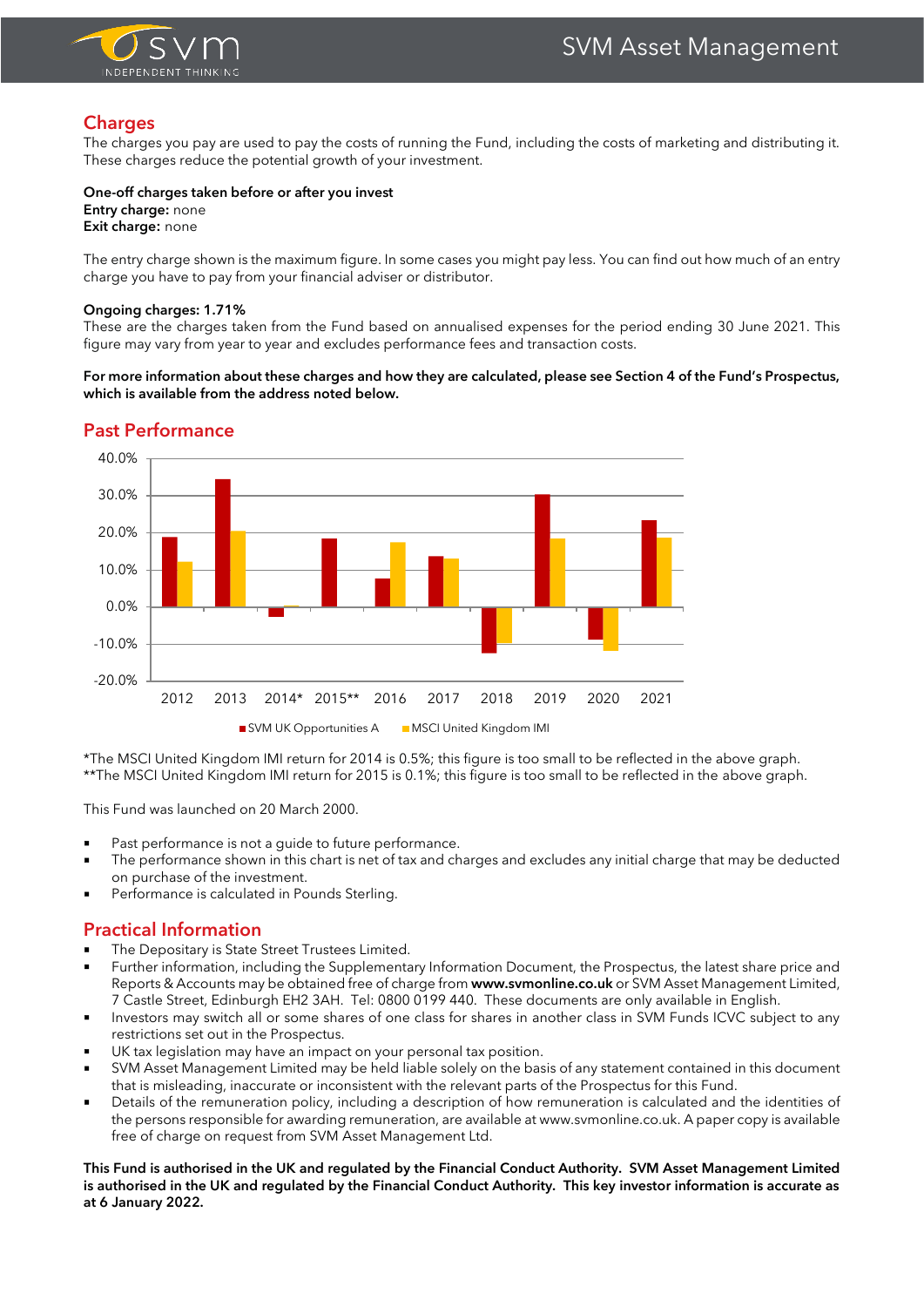## Charges

The charges you pay are used to pay the costs of running the Fund, including the costs of marketing and distributing it. These charges reduce the potential growth of your investment.

**One-off charges taken before or after you invest**
**Entry charge:** none
**Exit charge:** none

The entry charge shown is the maximum figure. In some cases you might pay less. You can find out how much of an entry charge you have to pay from your financial adviser or distributor.

**Ongoing charges: 1.71%**
These are the charges taken from the Fund based on annualised expenses for the period ending 30 June 2021. This figure may vary from year to year and excludes performance fees and transaction costs.

**For more information about these charges and how they are calculated, please see Section 4 of the Fund's Prospectus, which is available from the address noted below.**

## Past Performance

40.0%
30.0%
20.0%
10.0%
0.0%
-10.0%
-20.0%

2012 2013 2014* 2015** 2016 2017 2018 2019 2020 2021

SVM UK Opportunities A
MSCI United Kingdom IMI

*The MSCI United Kingdom IMI return for 2014 is 0.5%; this figure is too small to be reflected in the above graph.
**The MSCI United Kingdom IMI return for 2015 is 0.1%; this figure is too small to be reflected in the above graph.

This Fund was launched on 20 March 2000.

- Past performance is not a guide to future performance.
- The performance shown in this chart is net of tax and charges and excludes any initial charge that may be deducted on purchase of the investment.
- Performance is calculated in Pounds Sterling.

## Practical Information

- The Depositary is State Street Trustees Limited.
- Further information, including the Supplementary Information Document, the Prospectus, the latest share price and Reports & Accounts may be obtained free of charge from **www.svmonline.co.uk** or SVM Asset Management Limited, 7 Castle Street, Edinburgh EH2 3AH. Tel: 0800 0199 440. These documents are only available in English.
- Investors may switch all or some shares of one class for shares in another class in SVM Funds ICVC subject to any restrictions set out in the Prospectus.
- UK tax legislation may have an impact on your personal tax position.
- SVM Asset Management Limited may be held liable solely on the basis of any statement contained in this document that is misleading, inaccurate or inconsistent with the relevant parts of the Prospectus for this Fund.
- Details of the remuneration policy, including a description of how remuneration is calculated and the identities of the persons responsible for awarding remuneration, are available at www.svmonline.co.uk. A paper copy is available free of charge on request from SVM Asset Management Ltd.

**This Fund is authorised in the UK and regulated by the Financial Conduct Authority. SVM Asset Management Limited is authorised in the UK and regulated by the Financial Conduct Authority. This key investor information is accurate as at 6 January 2022.**